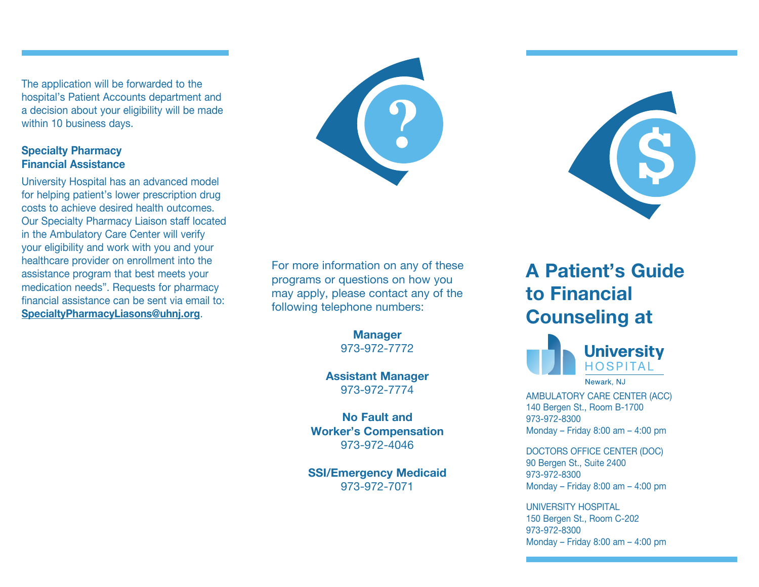The application will be forwarded to the hospital's Patient Accounts department and a decision about your eligibility will be made within 10 business days.

### Specialty Pharmacy Financial Assistance

University Hospital has an advanced model for helping patient's lower prescription drug costs to achieve desired health outcomes. Our Specialty Pharmacy Liaison staff located in the Ambulatory Care Center will verify your eligibility and work with you and your healthcare provider on enrollment into the assistance program that best meets your medication needs". Requests for pharmacy financial assistance can be sent via email to: **SpecialtyPharmacyLiasons@uhnj.org**.

For more information on any of these programs or questions on how you may apply, please contact any of the following telephone numbers:

**Manager**
973-972-7772

**Assistant Manager**
973-972-7774

**No Fault and Worker's Compensation**
973-972-4046

**SSI/Emergency Medicaid**
973-972-7071

# A Patient's Guide to Financial Counseling at

**University HOSPITAL**
Newark, NJ

AMBULATORY CARE CENTER (ACC)
140 Bergen St., Room B-1700
973-972-8300
Monday – Friday 8:00 am – 4:00 pm

DOCTORS OFFICE CENTER (DOC)
90 Bergen St., Suite 2400
973-972-8300
Monday – Friday 8:00 am – 4:00 pm

UNIVERSITY HOSPITAL
150 Bergen St., Room C-202
973-972-8300
Monday – Friday 8:00 am – 4:00 pm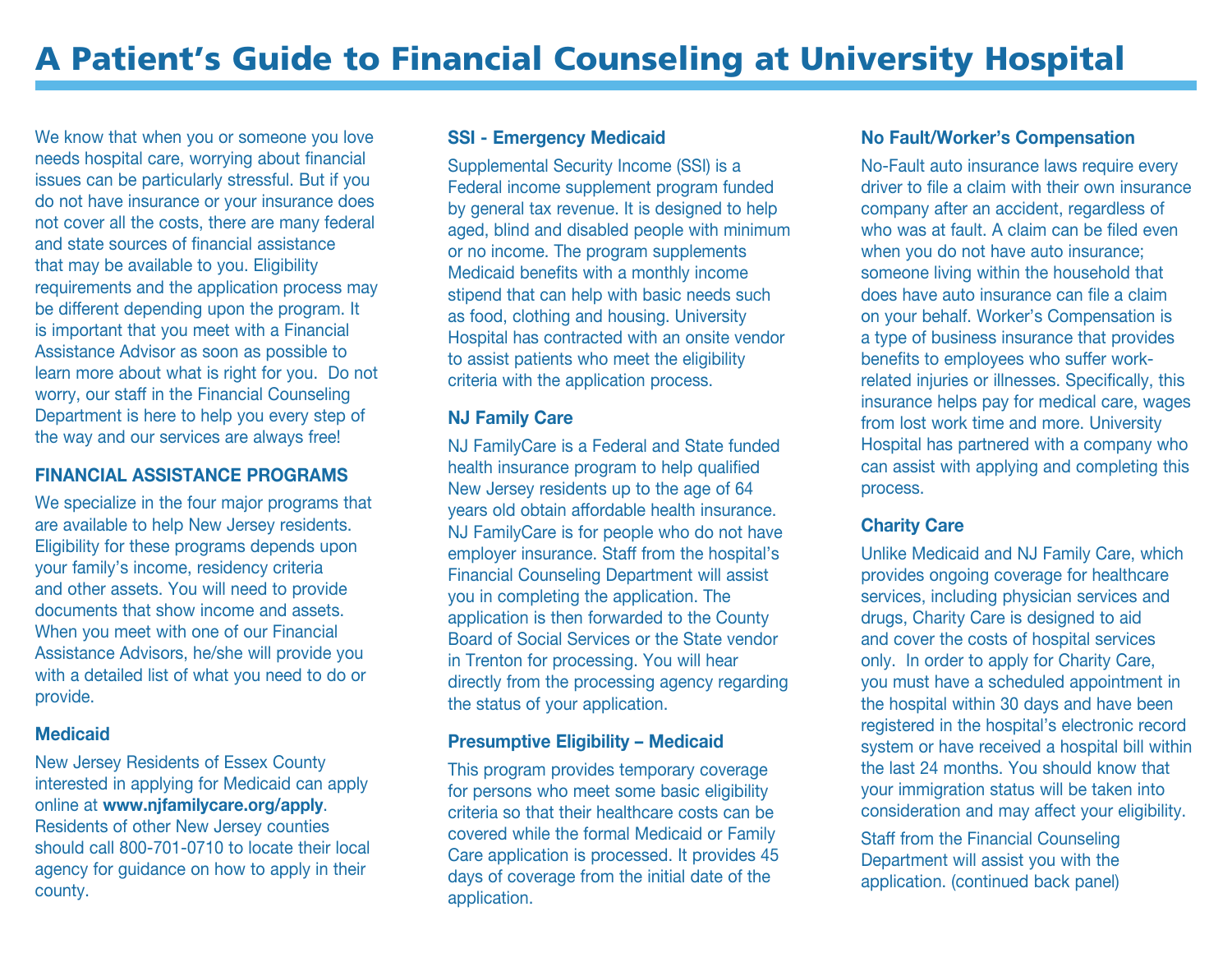# A Patient's Guide to Financial Counseling at University Hospital

We know that when you or someone you love needs hospital care, worrying about financial issues can be particularly stressful. But if you do not have insurance or your insurance does not cover all the costs, there are many federal and state sources of financial assistance that may be available to you. Eligibility requirements and the application process may be different depending upon the program. It is important that you meet with a Financial Assistance Advisor as soon as possible to learn more about what is right for you. Do not worry, our staff in the Financial Counseling Department is here to help you every step of the way and our services are always free!

## FINANCIAL ASSISTANCE PROGRAMS

We specialize in the four major programs that are available to help New Jersey residents. Eligibility for these programs depends upon your family's income, residency criteria and other assets. You will need to provide documents that show income and assets. When you meet with one of our Financial Assistance Advisors, he/she will provide you with a detailed list of what you need to do or provide.

### Medicaid

New Jersey Residents of Essex County interested in applying for Medicaid can apply online at **www.njfamilycare.org/apply**. Residents of other New Jersey counties should call 800-701-0710 to locate their local agency for guidance on how to apply in their county.

### SSI - Emergency Medicaid

Supplemental Security Income (SSI) is a Federal income supplement program funded by general tax revenue. It is designed to help aged, blind and disabled people with minimum or no income. The program supplements Medicaid benefits with a monthly income stipend that can help with basic needs such as food, clothing and housing. University Hospital has contracted with an onsite vendor to assist patients who meet the eligibility criteria with the application process.

### NJ Family Care

NJ FamilyCare is a Federal and State funded health insurance program to help qualified New Jersey residents up to the age of 64 years old obtain affordable health insurance. NJ FamilyCare is for people who do not have employer insurance. Staff from the hospital's Financial Counseling Department will assist you in completing the application. The application is then forwarded to the County Board of Social Services or the State vendor in Trenton for processing. You will hear directly from the processing agency regarding the status of your application.

### Presumptive Eligibility – Medicaid

This program provides temporary coverage for persons who meet some basic eligibility criteria so that their healthcare costs can be covered while the formal Medicaid or Family Care application is processed. It provides 45 days of coverage from the initial date of the application.

### No Fault/Worker's Compensation

No-Fault auto insurance laws require every driver to file a claim with their own insurance company after an accident, regardless of who was at fault. A claim can be filed even when you do not have auto insurance; someone living within the household that does have auto insurance can file a claim on your behalf. Worker's Compensation is a type of business insurance that provides benefits to employees who suffer work-related injuries or illnesses. Specifically, this insurance helps pay for medical care, wages from lost work time and more. University Hospital has partnered with a company who can assist with applying and completing this process.

### Charity Care

Unlike Medicaid and NJ Family Care, which provides ongoing coverage for healthcare services, including physician services and drugs, Charity Care is designed to aid and cover the costs of hospital services only. In order to apply for Charity Care, you must have a scheduled appointment in the hospital within 30 days and have been registered in the hospital's electronic record system or have received a hospital bill within the last 24 months. You should know that your immigration status will be taken into consideration and may affect your eligibility.

Staff from the Financial Counseling Department will assist you with the application. (continued back panel)